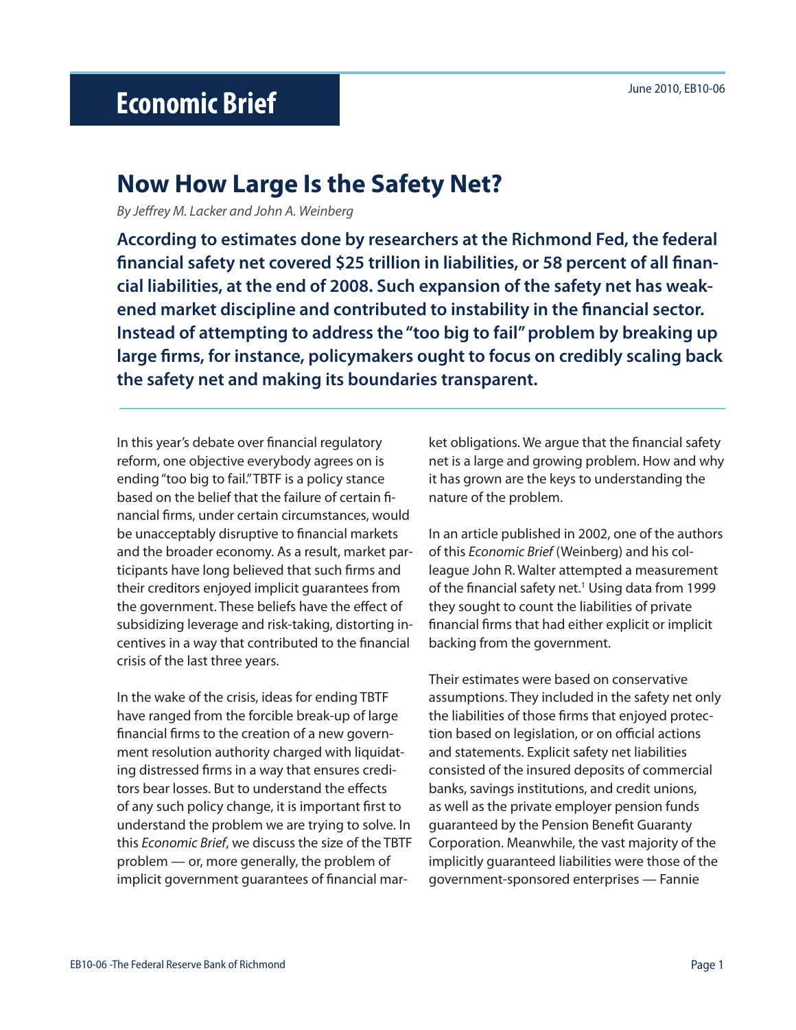# Economic Brief

June 2010, EB10-06

## Now How Large Is the Safety Net?

*By Jeffrey M. Lacker and John A. Weinberg*

**According to estimates done by researchers at the Richmond Fed, the federal financial safety net covered $25 trillion in liabilities, or 58 percent of all financial liabilities, at the end of 2008. Such expansion of the safety net has weakened market discipline and contributed to instability in the financial sector. Instead of attempting to address the "too big to fail" problem by breaking up large firms, for instance, policymakers ought to focus on credibly scaling back the safety net and making its boundaries transparent.**

In this year's debate over financial regulatory reform, one objective everybody agrees on is ending "too big to fail." TBTF is a policy stance based on the belief that the failure of certain financial firms, under certain circumstances, would be unacceptably disruptive to financial markets and the broader economy. As a result, market participants have long believed that such firms and their creditors enjoyed implicit guarantees from the government. These beliefs have the effect of subsidizing leverage and risk-taking, distorting incentives in a way that contributed to the financial crisis of the last three years.

In the wake of the crisis, ideas for ending TBTF have ranged from the forcible break-up of large financial firms to the creation of a new government resolution authority charged with liquidating distressed firms in a way that ensures creditors bear losses. But to understand the effects of any such policy change, it is important first to understand the problem we are trying to solve. In this *Economic Brief*, we discuss the size of the TBTF problem — or, more generally, the problem of implicit government guarantees of financial market obligations. We argue that the financial safety net is a large and growing problem. How and why it has grown are the keys to understanding the nature of the problem.

In an article published in 2002, one of the authors of this *Economic Brief* (Weinberg) and his colleague John R. Walter attempted a measurement of the financial safety net.[1] Using data from 1999 they sought to count the liabilities of private financial firms that had either explicit or implicit backing from the government.

Their estimates were based on conservative assumptions. They included in the safety net only the liabilities of those firms that enjoyed protection based on legislation, or on official actions and statements. Explicit safety net liabilities consisted of the insured deposits of commercial banks, savings institutions, and credit unions, as well as the private employer pension funds guaranteed by the Pension Benefit Guaranty Corporation. Meanwhile, the vast majority of the implicitly guaranteed liabilities were those of the government-sponsored enterprises — Fannie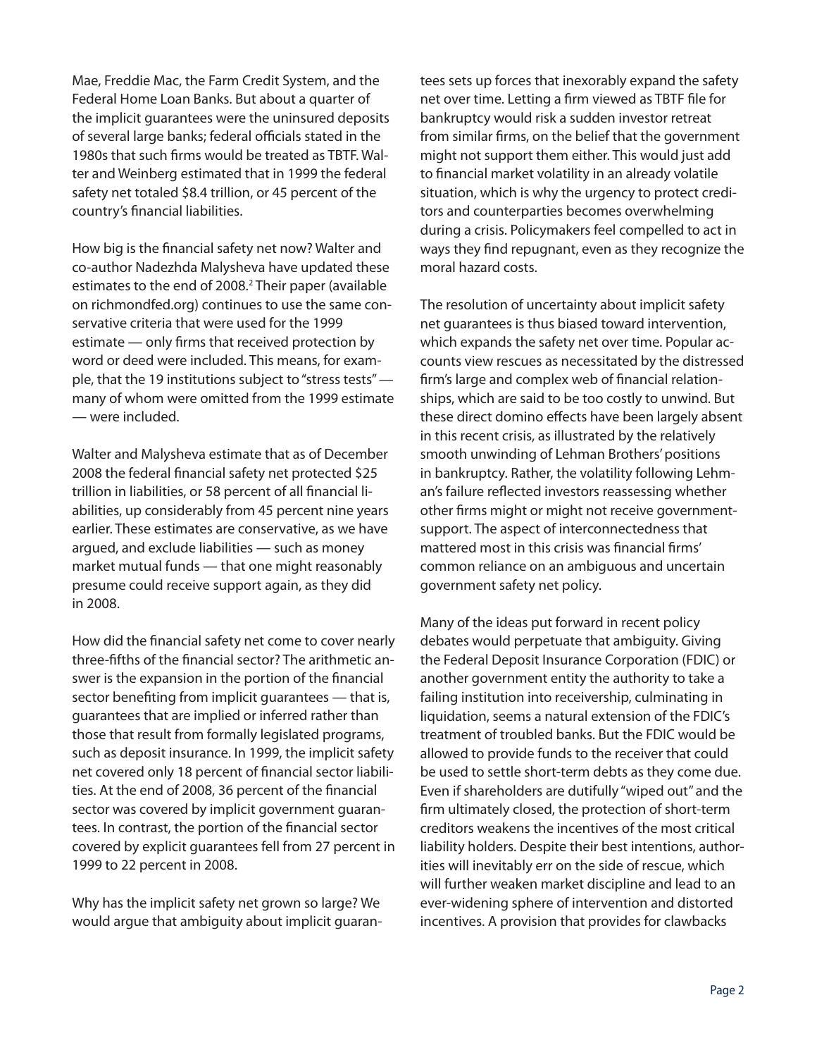Mae, Freddie Mac, the Farm Credit System, and the Federal Home Loan Banks. But about a quarter of the implicit guarantees were the uninsured deposits of several large banks; federal officials stated in the 1980s that such firms would be treated as TBTF. Walter and Weinberg estimated that in 1999 the federal safety net totaled \$8.4 trillion, or 45 percent of the country's financial liabilities.

How big is the financial safety net now? Walter and co-author Nadezhda Malysheva have updated these estimates to the end of 2008.[2] Their paper (available on richmondfed.org) continues to use the same conservative criteria that were used for the 1999 estimate — only firms that received protection by word or deed were included. This means, for example, that the 19 institutions subject to "stress tests" — many of whom were omitted from the 1999 estimate — were included.

Walter and Malysheva estimate that as of December 2008 the federal financial safety net protected \$25 trillion in liabilities, or 58 percent of all financial liabilities, up considerably from 45 percent nine years earlier. These estimates are conservative, as we have argued, and exclude liabilities — such as money market mutual funds — that one might reasonably presume could receive support again, as they did in 2008.

How did the financial safety net come to cover nearly three-fifths of the financial sector? The arithmetic answer is the expansion in the portion of the financial sector benefiting from implicit guarantees — that is, guarantees that are implied or inferred rather than those that result from formally legislated programs, such as deposit insurance. In 1999, the implicit safety net covered only 18 percent of financial sector liabilities. At the end of 2008, 36 percent of the financial sector was covered by implicit government guarantees. In contrast, the portion of the financial sector covered by explicit guarantees fell from 27 percent in 1999 to 22 percent in 2008.

Why has the implicit safety net grown so large? We would argue that ambiguity about implicit guarantees sets up forces that inexorably expand the safety net over time. Letting a firm viewed as TBTF file for bankruptcy would risk a sudden investor retreat from similar firms, on the belief that the government might not support them either. This would just add to financial market volatility in an already volatile situation, which is why the urgency to protect creditors and counterparties becomes overwhelming during a crisis. Policymakers feel compelled to act in ways they find repugnant, even as they recognize the moral hazard costs.

The resolution of uncertainty about implicit safety net guarantees is thus biased toward intervention, which expands the safety net over time. Popular accounts view rescues as necessitated by the distressed firm's large and complex web of financial relationships, which are said to be too costly to unwind. But these direct domino effects have been largely absent in this recent crisis, as illustrated by the relatively smooth unwinding of Lehman Brothers' positions in bankruptcy. Rather, the volatility following Lehman's failure reflected investors reassessing whether other firms might or might not receive government-support. The aspect of interconnectedness that mattered most in this crisis was financial firms' common reliance on an ambiguous and uncertain government safety net policy.

Many of the ideas put forward in recent policy debates would perpetuate that ambiguity. Giving the Federal Deposit Insurance Corporation (FDIC) or another government entity the authority to take a failing institution into receivership, culminating in liquidation, seems a natural extension of the FDIC's treatment of troubled banks. But the FDIC would be allowed to provide funds to the receiver that could be used to settle short-term debts as they come due. Even if shareholders are dutifully "wiped out" and the firm ultimately closed, the protection of short-term creditors weakens the incentives of the most critical liability holders. Despite their best intentions, authorities will inevitably err on the side of rescue, which will further weaken market discipline and lead to an ever-widening sphere of intervention and distorted incentives. A provision that provides for clawbacks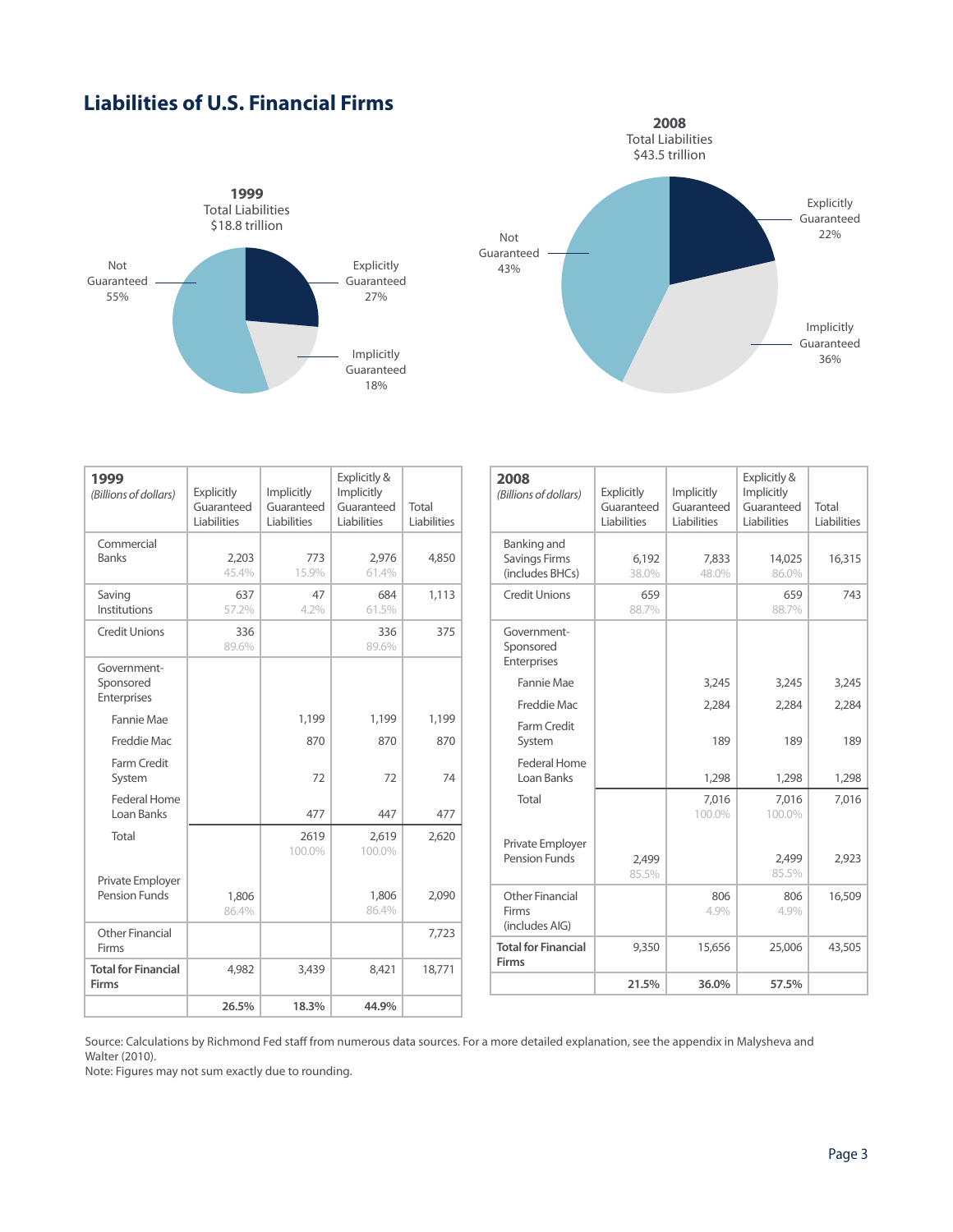## Liabilities of U.S. Financial Firms

**1999**
Total Liabilities
$18.8 trillion

- Not Guaranteed 55%
- Explicitly Guaranteed 27%
- Implicitly Guaranteed 18%

**2008**
Total Liabilities
$43.5 trillion

- Not Guaranteed 43%
- Explicitly Guaranteed 22%
- Implicitly Guaranteed 36%

| **1999** *(Billions of dollars)* | Explicitly Guaranteed Liabilities | Implicitly Guaranteed Liabilities | Explicitly & Implicitly Guaranteed Liabilities | Total Liabilities |
|---|---|---|---|---|
| Commercial Banks | 2,203 45.4% | 773 15.9% | 2,976 61.4% | 4,850 |
| Saving Institutions | 637 57.2% | 47 4.2% | 684 61.5% | 1,113 |
| Credit Unions | 336 89.6% | | 336 89.6% | 375 |
| Government-Sponsored Enterprises | | | | |
| Fannie Mae | | 1,199 | 1,199 | 1,199 |
| Freddie Mac | | 870 | 870 | 870 |
| Farm Credit System | | 72 | 72 | 74 |
| Federal Home Loan Banks | | 477 | 447 | 477 |
| Total | | 2619 100.0% | 2,619 100.0% | 2,620 |
| Private Employer Pension Funds | 1,806 86.4% | | 1,806 86.4% | 2,090 |
| Other Financial Firms | | | | 7,723 |
| **Total for Financial Firms** | 4,982 | 3,439 | 8,421 | 18,771 |
| | **26.5%** | **18.3%** | **44.9%** | |

| **2008** *(Billions of dollars)* | Explicitly Guaranteed Liabilities | Implicitly Guaranteed Liabilities | Explicitly & Implicitly Guaranteed Liabilities | Total Liabilities |
|---|---|---|---|---|
| Banking and Savings Firms (includes BHCs) | 6,192 38.0% | 7,833 48.0% | 14,025 86.0% | 16,315 |
| Credit Unions | 659 88.7% | | 659 88.7% | 743 |
| Government-Sponsored Enterprises | | | | |
| Fannie Mae | | 3,245 | 3,245 | 3,245 |
| Freddie Mac | | 2,284 | 2,284 | 2,284 |
| Farm Credit System | | 189 | 189 | 189 |
| Federal Home Loan Banks | | 1,298 | 1,298 | 1,298 |
| Total | | 7,016 100.0% | 7,016 100.0% | 7,016 |
| Private Employer Pension Funds | 2,499 85.5% | | 2,499 85.5% | 2,923 |
| Other Financial Firms (includes AIG) | | 806 4.9% | 806 4.9% | 16,509 |
| **Total for Financial Firms** | 9,350 | 15,656 | 25,006 | 43,505 |
| | **21.5%** | **36.0%** | **57.5%** | |

Source: Calculations by Richmond Fed staff from numerous data sources. For a more detailed explanation, see the appendix in Malysheva and Walter (2010).
Note: Figures may not sum exactly due to rounding.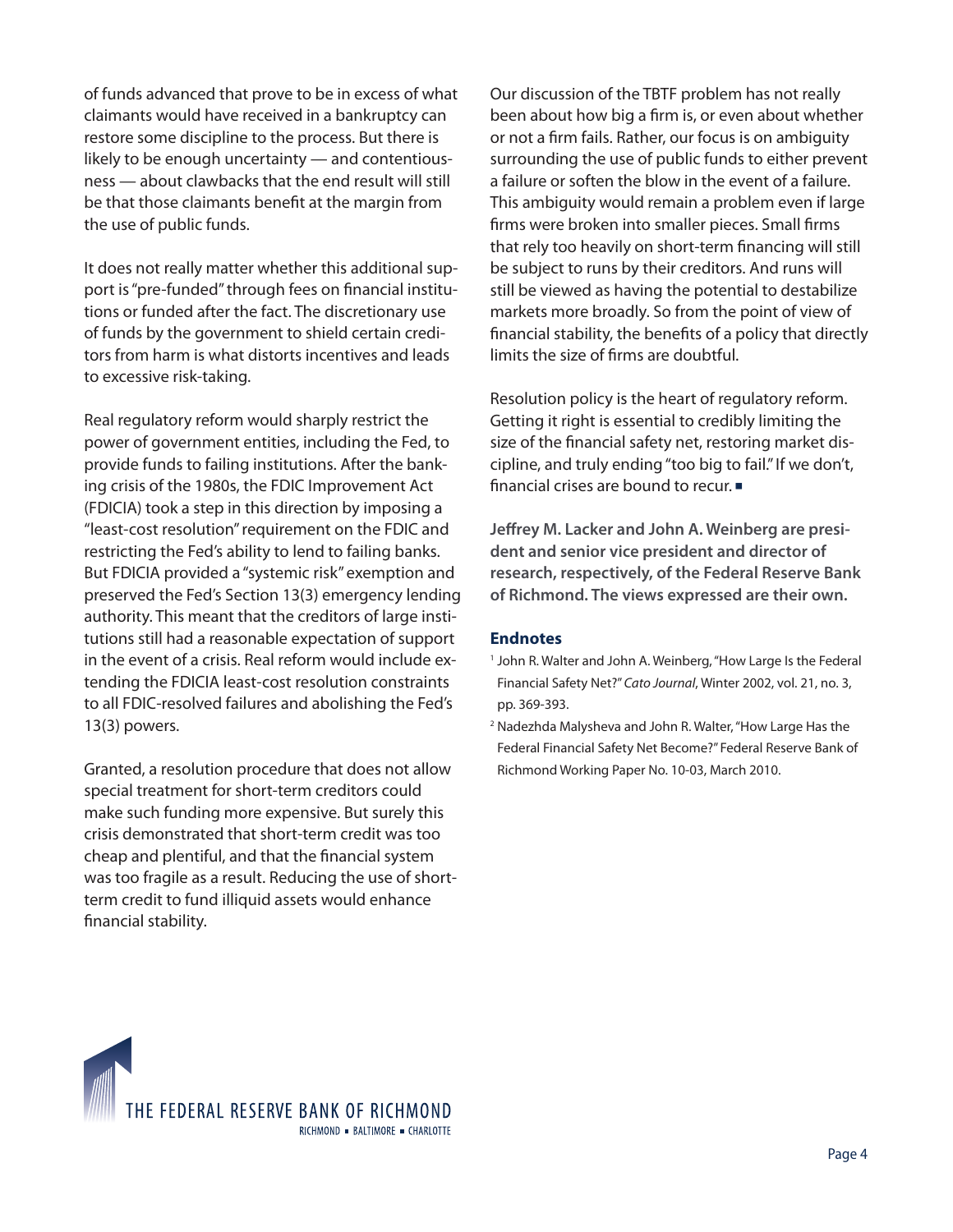of funds advanced that prove to be in excess of what claimants would have received in a bankruptcy can restore some discipline to the process. But there is likely to be enough uncertainty — and contentiousness — about clawbacks that the end result will still be that those claimants benefit at the margin from the use of public funds.

It does not really matter whether this additional support is "pre-funded" through fees on financial institutions or funded after the fact. The discretionary use of funds by the government to shield certain creditors from harm is what distorts incentives and leads to excessive risk-taking.

Real regulatory reform would sharply restrict the power of government entities, including the Fed, to provide funds to failing institutions. After the banking crisis of the 1980s, the FDIC Improvement Act (FDICIA) took a step in this direction by imposing a "least-cost resolution" requirement on the FDIC and restricting the Fed's ability to lend to failing banks. But FDICIA provided a "systemic risk" exemption and preserved the Fed's Section 13(3) emergency lending authority. This meant that the creditors of large institutions still had a reasonable expectation of support in the event of a crisis. Real reform would include extending the FDICIA least-cost resolution constraints to all FDIC-resolved failures and abolishing the Fed's 13(3) powers.

Granted, a resolution procedure that does not allow special treatment for short-term creditors could make such funding more expensive. But surely this crisis demonstrated that short-term credit was too cheap and plentiful, and that the financial system was too fragile as a result. Reducing the use of short-term credit to fund illiquid assets would enhance financial stability.

Our discussion of the TBTF problem has not really been about how big a firm is, or even about whether or not a firm fails. Rather, our focus is on ambiguity surrounding the use of public funds to either prevent a failure or soften the blow in the event of a failure. This ambiguity would remain a problem even if large firms were broken into smaller pieces. Small firms that rely too heavily on short-term financing will still be subject to runs by their creditors. And runs will still be viewed as having the potential to destabilize markets more broadly. So from the point of view of financial stability, the benefits of a policy that directly limits the size of firms are doubtful.

Resolution policy is the heart of regulatory reform. Getting it right is essential to credibly limiting the size of the financial safety net, restoring market discipline, and truly ending "too big to fail." If we don't, financial crises are bound to recur. ■

**Jeffrey M. Lacker and John A. Weinberg are president and senior vice president and director of research, respectively, of the Federal Reserve Bank of Richmond. The views expressed are their own.**

### Endnotes

[1] John R. Walter and John A. Weinberg, "How Large Is the Federal Financial Safety Net?" *Cato Journal*, Winter 2002, vol. 21, no. 3, pp. 369-393.

[2] Nadezhda Malysheva and John R. Walter, "How Large Has the Federal Financial Safety Net Become?" Federal Reserve Bank of Richmond Working Paper No. 10-03, March 2010.

THE FEDERAL RESERVE BANK OF RICHMOND
RICHMOND ■ BALTIMORE ■ CHARLOTTE